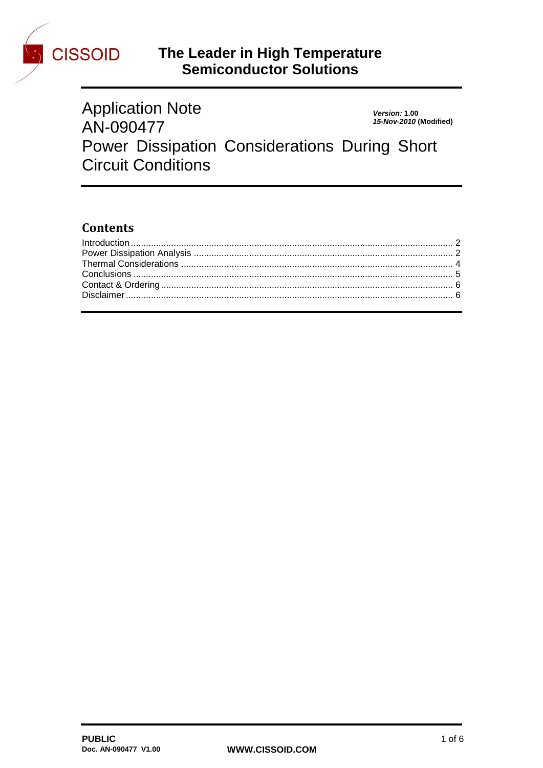**CISSOID** — The Leader in High Temperature Semiconductor Solutions

# Application Note AN-090477 Power Dissipation Considerations During Short Circuit Conditions

***Version:*** **1.00**
***15-Nov-2010*** **(Modified)**

## Contents

Introduction ........ 2
Power Dissipation Analysis ........ 2
Thermal Considerations ........ 4
Conclusions ........ 5
Contact & Ordering ........ 6
Disclaimer ........ 6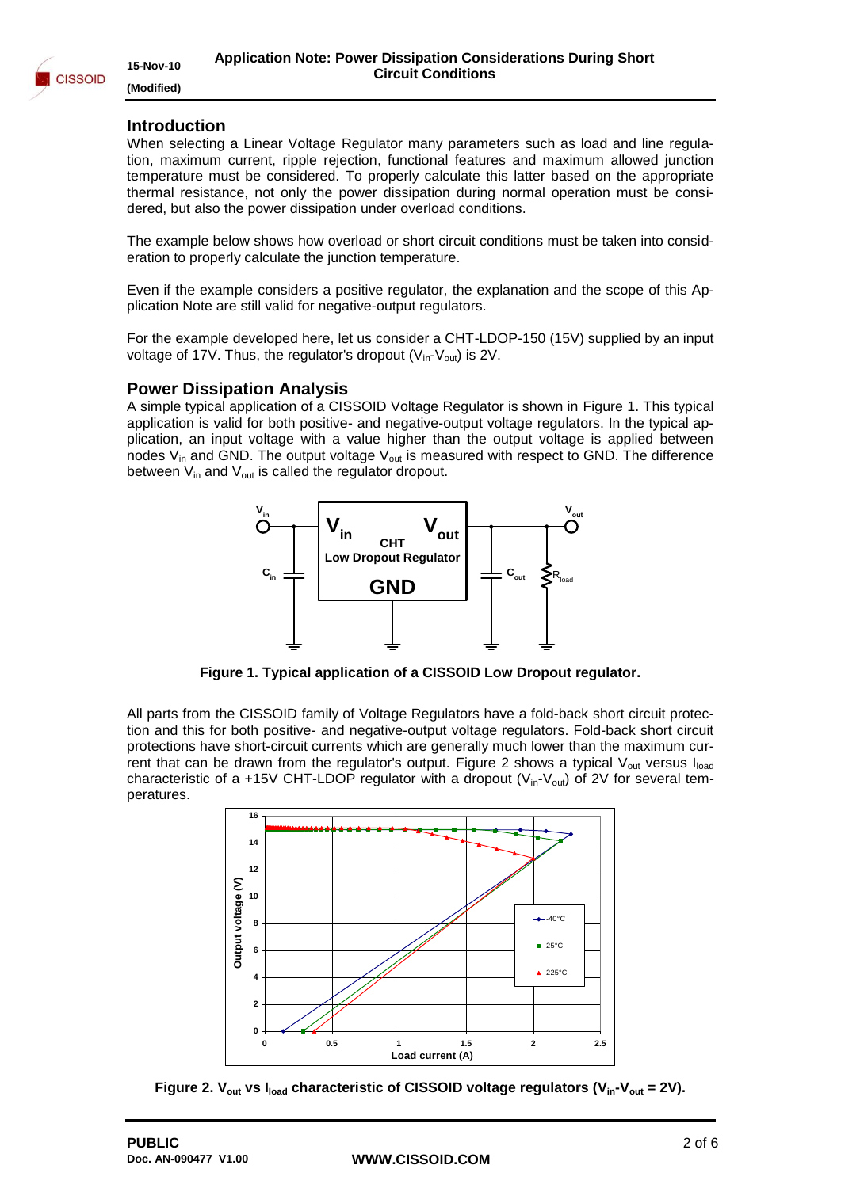## Introduction

When selecting a Linear Voltage Regulator many parameters such as load and line regulation, maximum current, ripple rejection, functional features and maximum allowed junction temperature must be considered. To properly calculate this latter based on the appropriate thermal resistance, not only the power dissipation during normal operation must be considered, but also the power dissipation under overload conditions.

The example below shows how overload or short circuit conditions must be taken into consideration to properly calculate the junction temperature.

Even if the example considers a positive regulator, the explanation and the scope of this Application Note are still valid for negative-output regulators.

For the example developed here, let us consider a CHT-LDOP-150 (15V) supplied by an input voltage of 17V. Thus, the regulator's dropout ($V_{in}$-$V_{out}$) is 2V.

## Power Dissipation Analysis

A simple typical application of a CISSOID Voltage Regulator is shown in Figure 1. This typical application is valid for both positive- and negative-output voltage regulators. In the typical application, an input voltage with a value higher than the output voltage is applied between nodes $V_{in}$ and GND. The output voltage $V_{out}$ is measured with respect to GND. The difference between $V_{in}$ and $V_{out}$ is called the regulator dropout.

**Figure 1. Typical application of a CISSOID Low Dropout regulator.**

All parts from the CISSOID family of Voltage Regulators have a fold-back short circuit protection and this for both positive- and negative-output voltage regulators. Fold-back short circuit protections have short-circuit currents which are generally much lower than the maximum current that can be drawn from the regulator's output. Figure 2 shows a typical $V_{out}$ versus $I_{load}$ characteristic of a +15V CHT-LDOP regulator with a dropout ($V_{in}$-$V_{out}$) of 2V for several temperatures.

**Figure 2. $V_{out}$ vs $I_{load}$ characteristic of CISSOID voltage regulators ($V_{in}$-$V_{out}$ = 2V).**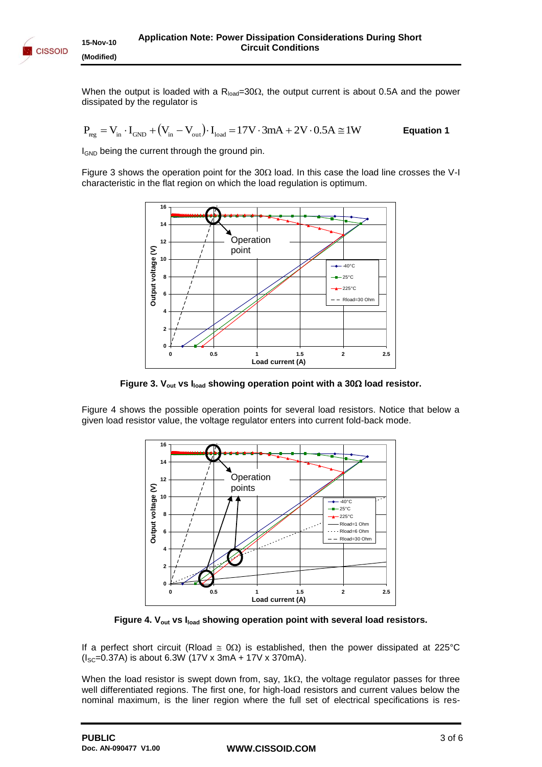When the output is loaded with a $R_{load}$=30Ω, the output current is about 0.5A and the power dissipated by the regulator is

$$P_{reg} = V_{in} \cdot I_{GND} + (V_{in} - V_{out}) \cdot I_{load} = 17V \cdot 3mA + 2V \cdot 0.5A \cong 1W \quad \textbf{Equation 1}$$

$I_{GND}$ being the current through the ground pin.

Figure 3 shows the operation point for the 30Ω load. In this case the load line crosses the V-I characteristic in the flat region on which the load regulation is optimum.

**Figure 3. $V_{out}$ vs $I_{load}$ showing operation point with a 30Ω load resistor.**

Figure 4 shows the possible operation points for several load resistors. Notice that below a given load resistor value, the voltage regulator enters into current fold-back mode.

**Figure 4. $V_{out}$ vs $I_{load}$ showing operation point with several load resistors.**

If a perfect short circuit (Rload ≅ 0Ω) is established, then the power dissipated at 225°C ($I_{SC}$=0.37A) is about 6.3W (17V x 3mA + 17V x 370mA).

When the load resistor is swept down from, say, 1kΩ, the voltage regulator passes for three well differentiated regions. The first one, for high-load resistors and current values below the nominal maximum, is the liner region where the full set of electrical specifications is res-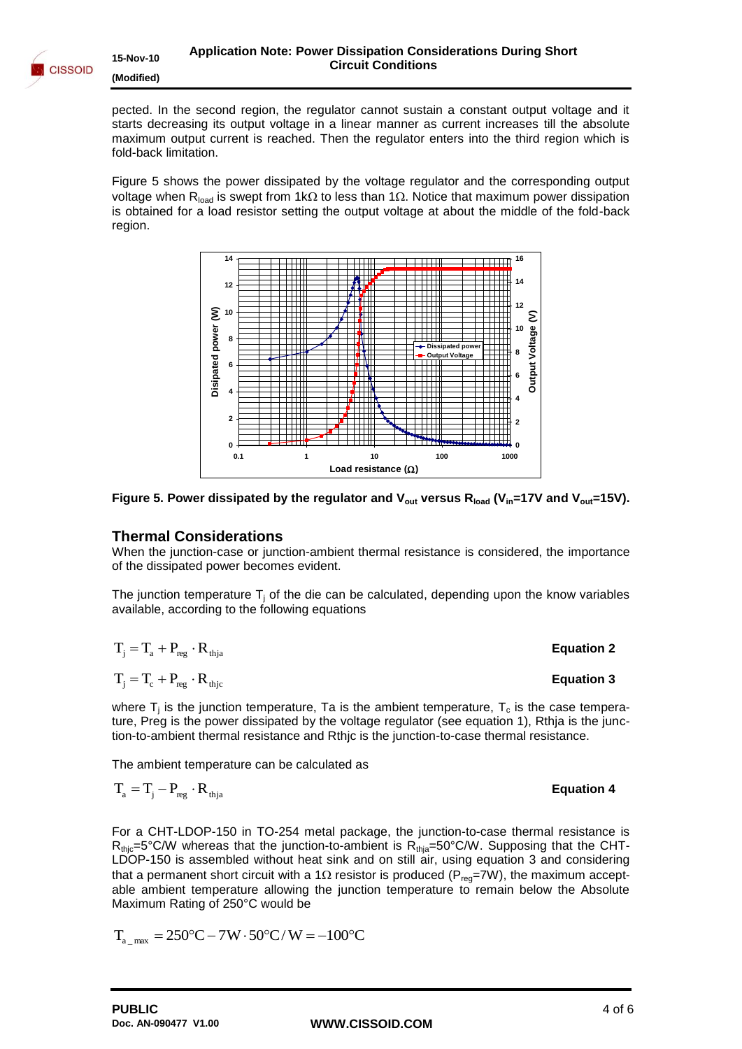pected. In the second region, the regulator cannot sustain a constant output voltage and it starts decreasing its output voltage in a linear manner as current increases till the absolute maximum output current is reached. Then the regulator enters into the third region which is fold-back limitation.

Figure 5 shows the power dissipated by the voltage regulator and the corresponding output voltage when $R_{load}$ is swept from 1kΩ to less than 1Ω. Notice that maximum power dissipation is obtained for a load resistor setting the output voltage at about the middle of the fold-back region.

**Figure 5. Power dissipated by the regulator and $V_{out}$ versus $R_{load}$ ($V_{in}$=17V and $V_{out}$=15V).**

## Thermal Considerations

When the junction-case or junction-ambient thermal resistance is considered, the importance of the dissipated power becomes evident.

The junction temperature $T_j$ of the die can be calculated, depending upon the know variables available, according to the following equations

$$T_j = T_a + P_{reg} \cdot R_{thja} \qquad \textbf{Equation 2}$$

$$T_j = T_c + P_{reg} \cdot R_{thjc} \qquad \textbf{Equation 3}$$

where $T_j$ is the junction temperature, Ta is the ambient temperature, $T_c$ is the case temperature, Preg is the power dissipated by the voltage regulator (see equation 1), Rthja is the junction-to-ambient thermal resistance and Rthjc is the junction-to-case thermal resistance.

The ambient temperature can be calculated as

$$T_a = T_j - P_{reg} \cdot R_{thja} \qquad \textbf{Equation 4}$$

For a CHT-LDOP-150 in TO-254 metal package, the junction-to-case thermal resistance is $R_{thjc}$=5°C/W whereas that the junction-to-ambient is $R_{thja}$=50°C/W. Supposing that the CHT-LDOP-150 is assembled without heat sink and on still air, using equation 3 and considering that a permanent short circuit with a 1Ω resistor is produced ($P_{reg}$=7W), the maximum acceptable ambient temperature allowing the junction temperature to remain below the Absolute Maximum Rating of 250°C would be

$$T_{a\_max} = 250°C - 7W \cdot 50°C/W = -100°C$$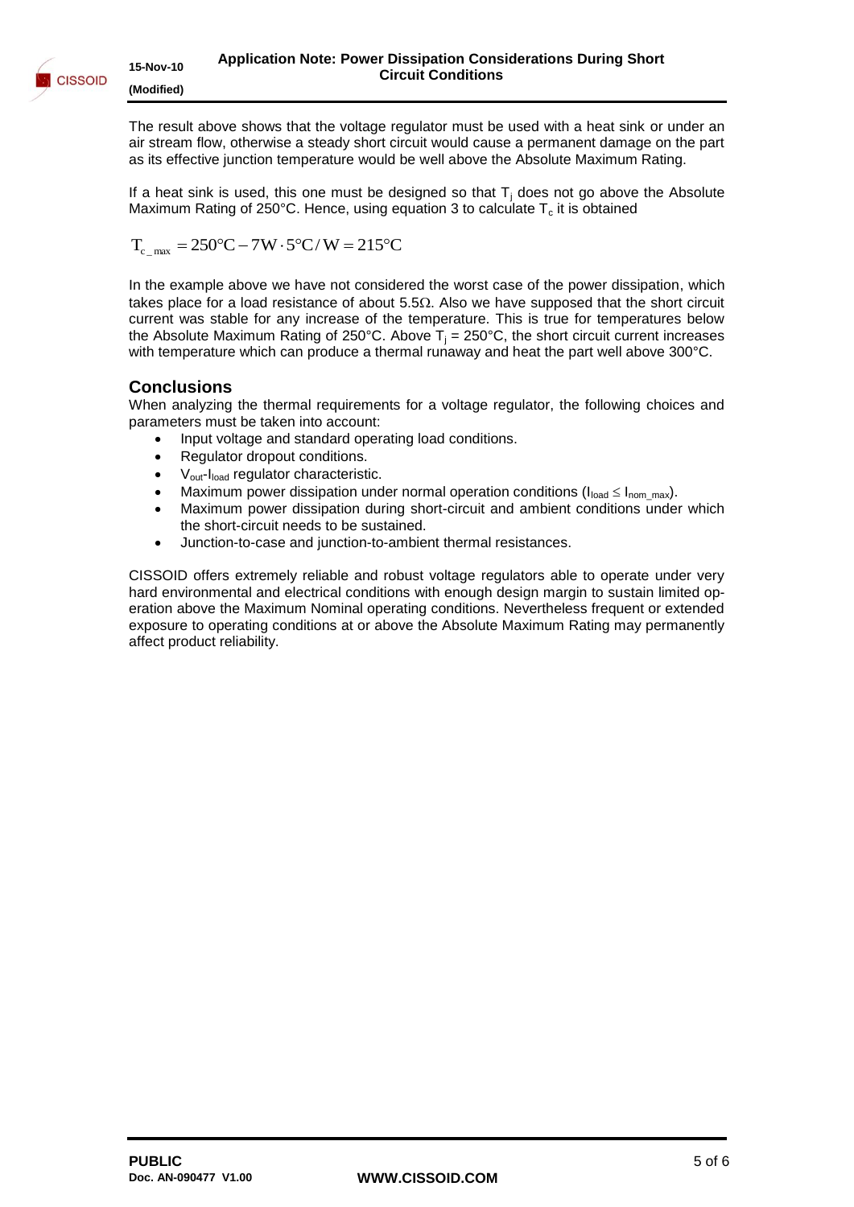The result above shows that the voltage regulator must be used with a heat sink or under an air stream flow, otherwise a steady short circuit would cause a permanent damage on the part as its effective junction temperature would be well above the Absolute Maximum Rating.

If a heat sink is used, this one must be designed so that $T_j$ does not go above the Absolute Maximum Rating of 250°C. Hence, using equation 3 to calculate $T_c$ it is obtained

$$T_{c\_max} = 250°C - 7W \cdot 5°C/W = 215°C$$

In the example above we have not considered the worst case of the power dissipation, which takes place for a load resistance of about 5.5Ω. Also we have supposed that the short circuit current was stable for any increase of the temperature. This is true for temperatures below the Absolute Maximum Rating of 250°C. Above $T_j$ = 250°C, the short circuit current increases with temperature which can produce a thermal runaway and heat the part well above 300°C.

## Conclusions

When analyzing the thermal requirements for a voltage regulator, the following choices and parameters must be taken into account:

- Input voltage and standard operating load conditions.
- Regulator dropout conditions.
- $V_{out}$-$I_{load}$ regulator characteristic.
- Maximum power dissipation under normal operation conditions ($I_{load} \leq I_{nom\_max}$).
- Maximum power dissipation during short-circuit and ambient conditions under which the short-circuit needs to be sustained.
- Junction-to-case and junction-to-ambient thermal resistances.

CISSOID offers extremely reliable and robust voltage regulators able to operate under very hard environmental and electrical conditions with enough design margin to sustain limited operation above the Maximum Nominal operating conditions. Nevertheless frequent or extended exposure to operating conditions at or above the Absolute Maximum Rating may permanently affect product reliability.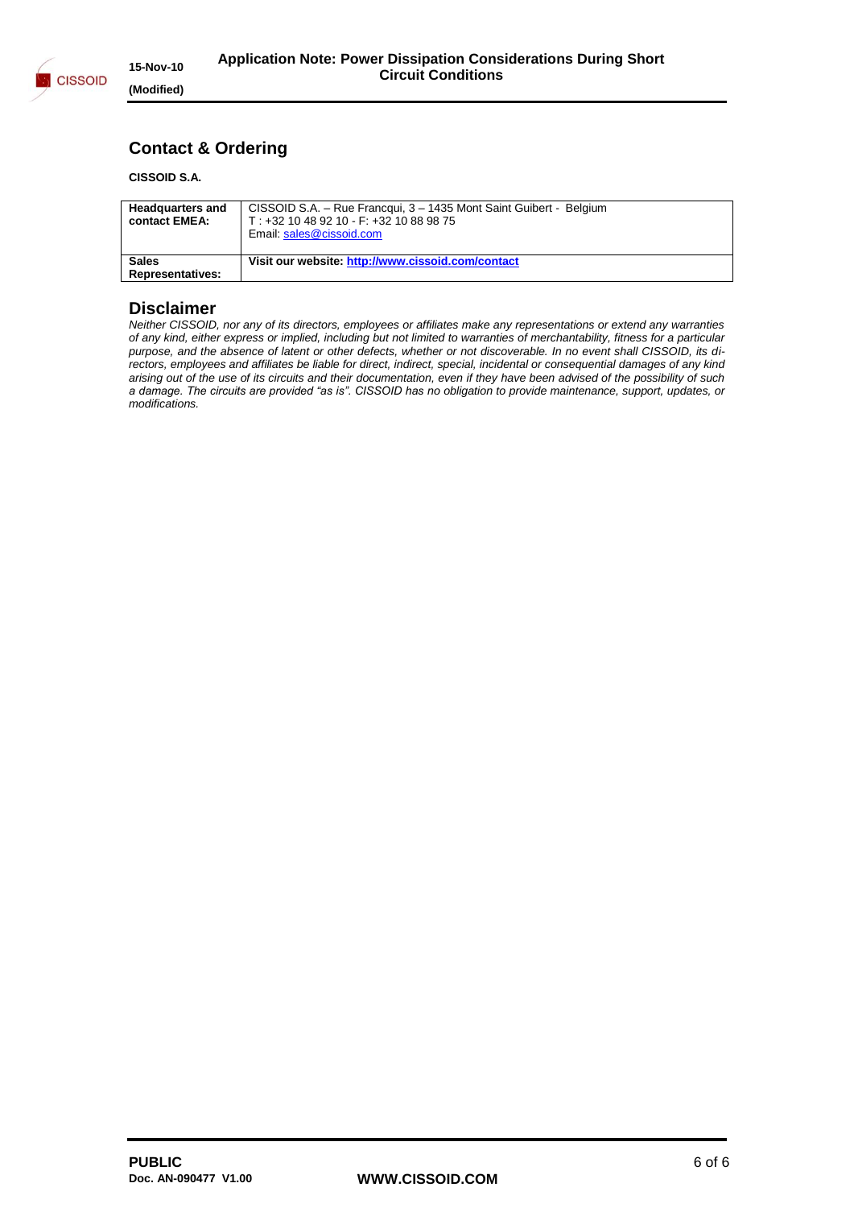## Contact & Ordering

**CISSOID S.A.**

| | |
|---|---|
| **Headquarters and contact EMEA:** | CISSOID S.A. – Rue Francqui, 3 – 1435 Mont Saint Guibert - Belgium<br>T : +32 10 48 92 10 - F: +32 10 88 98 75<br>Email: sales@cissoid.com |
| **Sales Representatives:** | **Visit our website: http://www.cissoid.com/contact** |

## Disclaimer

*Neither CISSOID, nor any of its directors, employees or affiliates make any representations or extend any warranties of any kind, either express or implied, including but not limited to warranties of merchantability, fitness for a particular purpose, and the absence of latent or other defects, whether or not discoverable. In no event shall CISSOID, its directors, employees and affiliates be liable for direct, indirect, special, incidental or consequential damages of any kind arising out of the use of its circuits and their documentation, even if they have been advised of the possibility of such a damage. The circuits are provided "as is". CISSOID has no obligation to provide maintenance, support, updates, or modifications.*